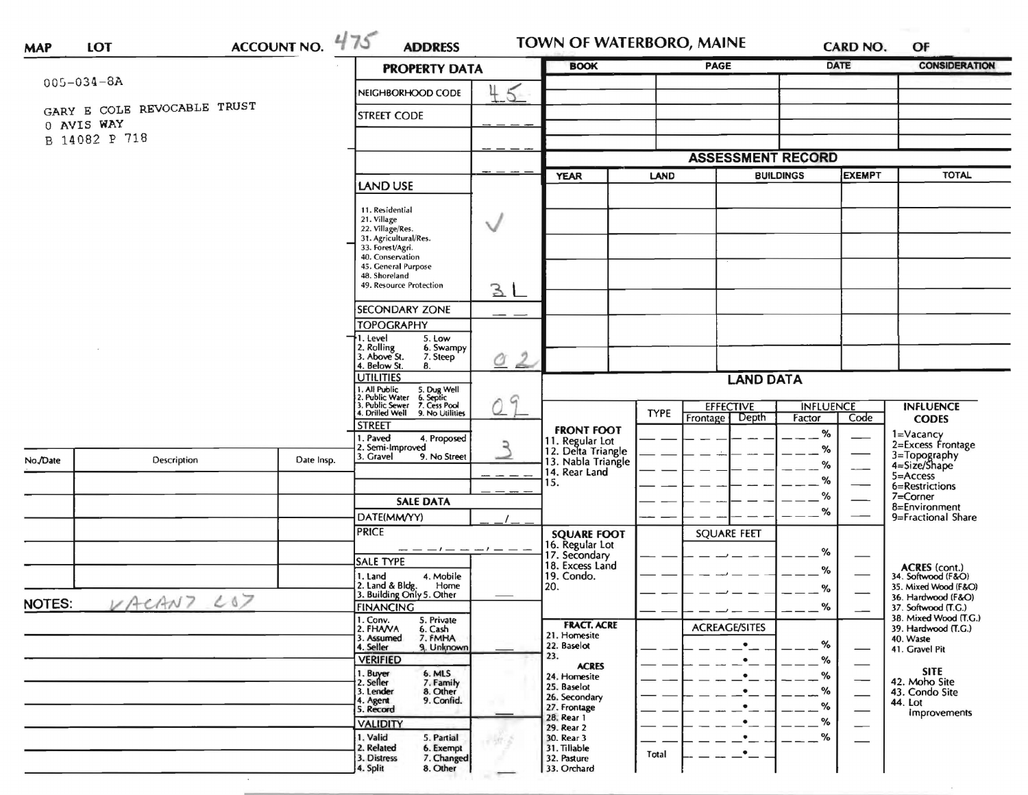MAP LOT ACCOUNT NO. 475 ADDRESS

# TOWN OF WATERBORO, MAINE

CARD NO. OF

005-034-8A

GARY E COLE REVOCABLE TRUST
0 AVIS WAY
B 14082 P 718

## PROPERTY DATA

| | |
|---|---|
| NEIGHBORHOOD CODE | 45 |
| STREET CODE | |
| LAND USE<br>11. Residential<br>21. Village<br>22. Village/Res.<br>31. Agricultural/Res.<br>33. Forest/Agri.<br>40. Conservation<br>45. General Purpose<br>48. Shoreland<br>49. Resource Protection | ✓<br>3L |
| SECONDARY ZONE | |
| TOPOGRAPHY<br>1. Level 5. Low<br>2. Rolling 6. Swampy<br>3. Above St. 7. Steep<br>4. Below St. 8. | 02 |
| UTILITIES<br>1. All Public 5. Dug Well<br>2. Public Water 6. Septic<br>3. Public Sewer 7. Cess Pool<br>4. Drilled Well 9. No Utilities | 09 |
| STREET<br>1. Paved 4. Proposed<br>2. Semi-Improved<br>3. Gravel 9. No Street | 3 |

## SALE DATA

| | |
|---|---|
| DATE(MM/YY) | |
| PRICE | |
| SALE TYPE<br>1. Land 4. Mobile Home<br>2. Land & Bldg. 5. Other<br>3. Building Only | |
| FINANCING<br>1. Conv. 5. Private<br>2. FHA/VA 6. Cash<br>3. Assumed 7. FMHA<br>4. Seller 9. Unknown | |
| VERIFIED<br>1. Buyer 6. MLS<br>2. Seller 7. Family<br>3. Lender 8. Other<br>4. Agent 9. Confid.<br>5. Record | |
| VALIDITY<br>1. Valid 5. Partial<br>2. Related 6. Exempt<br>3. Distress 7. Changed<br>4. Split 8. Other | |

| BOOK | PAGE | DATE | CONSIDERATION |
|---|---|---|---|
| | | | |

## ASSESSMENT RECORD

| YEAR | LAND | BUILDINGS | EXEMPT | TOTAL |
|---|---|---|---|---|
| | | | | |

## LAND DATA

| | TYPE | EFFECTIVE Frontage | EFFECTIVE Depth | INFLUENCE Factor | INFLUENCE Code |
|---|---|---|---|---|---|
| FRONT FOOT<br>11. Regular Lot<br>12. Delta Triangle<br>13. Nabla Triangle<br>14. Rear Land<br>15. | | | | % | |
| SQUARE FOOT<br>16. Regular Lot<br>17. Secondary<br>18. Excess Land<br>19. Condo.<br>20. | | SQUARE FEET | | % | |
| FRACT. ACRE<br>21. Homesite<br>22. Baselot<br>23.<br>ACRES<br>24. Homesite<br>25. Baselot<br>26. Secondary<br>27. Frontage<br>28. Rear 1<br>29. Rear 2<br>30. Rear 3<br>31. Tillable<br>32. Pasture<br>33. Orchard | Total | ACREAGE/SITES | | % | |

INFLUENCE CODES
1=Vacancy
2=Excess Frontage
3=Topography
4=Size/Shape
5=Access
6=Restrictions
7=Corner
8=Environment
9=Fractional Share

ACRES (cont.)
34. Softwood (F&O)
35. Mixed Wood (F&O)
36. Hardwood (F&O)
37. Softwood (T.G.)
38. Mixed Wood (T.G.)
39. Hardwood (T.G.)
40. Waste
41. Gravel Pit

SITE
42. Moho Site
43. Condo Site
44. Lot Improvements

| No./Date | Description | Date Insp. |
|---|---|---|
| | | |

NOTES: VACANT LOT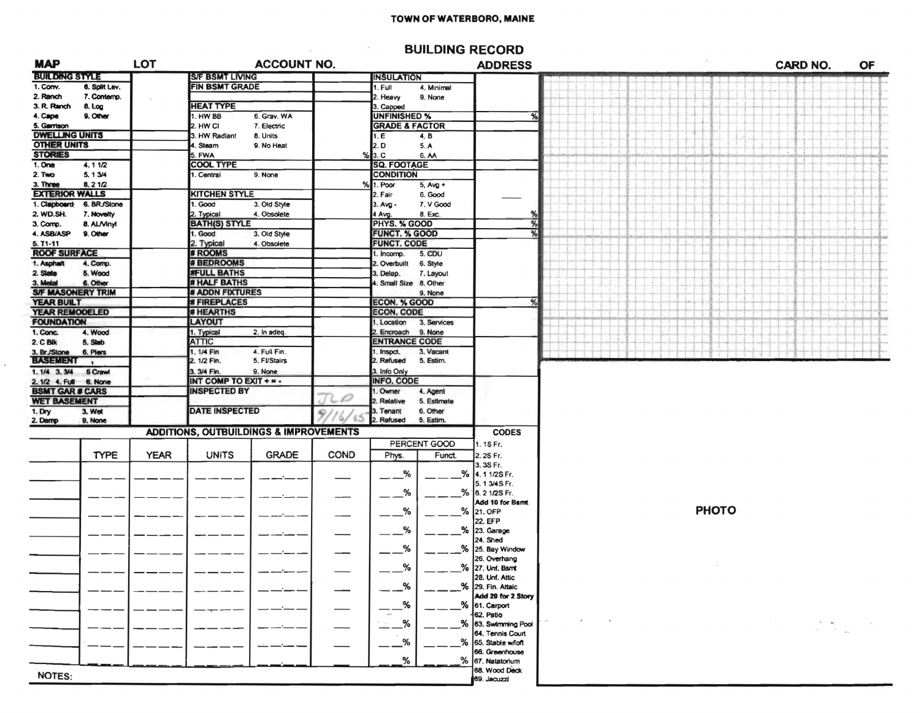**TOWN OF WATERBORO, MAINE**

# BUILDING RECORD

MAP LOT ACCOUNT NO. ADDRESS CARD NO. OF

| | | | | | |
|---|---|---|---|---|---|
| **BUILDING STYLE** | | **S/F BSMT LIVING** | | **INSULATION** | |
| 1. Conv. 6. Split Lev. | | **FIN BSMT GRADE** | | 1. Full 4. Minimal | |
| 2. Ranch 7. Contemp. | | | | 2. Heavy 9. None | |
| 3. R. Ranch 8. Log | | **HEAT TYPE** | | 3. Capped | |
| 4. Cape 9. Other | | 1. HW BB 6. Grav. WA | | **UNFINISHED %** | % |
| 5. Garrison | | 2. HW Cl 7. Electric | | **GRADE & FACTOR** | |
| **DWELLING UNITS** | | 3. HW Radiant 8. Units | | 1. E 4. B | |
| **OTHER UNITS** | | 4. Steam 9. No Heat | | 2. D 5. A | |
| **STORIES** | | 5. FWA | % | 3. C 6. AA | |
| 1. One 4. 1 1/2 | | **COOL TYPE** | | **SQ. FOOTAGE** | |
| 2. Two 5. 1 3/4 | | 1. Central 9. None | | **CONDITION** | |
| 3. Three 6. 2 1/2 | | | % | 1. Poor 5. Avg + | |
| **EXTERIOR WALLS** | | **KITCHEN STYLE** | | 2. Fair 6. Good | |
| 1. Clapboard 6. BR./Stone | | 1. Good 3. Old Style | | 3. Avg - 7. V Good | |
| 2. WD.SH. 7. Novelty | | 2. Typical 4. Obsolete | | 4 Avg. 8. Exc. | % |
| 3. Comp. 8. AL/Vinyl | | **BATH(S) STYLE** | | **PHYS. % GOOD** | % |
| 4. ASB/ASP 9. Other | | 1. Good 3. Old Style | | **FUNCT. % GOOD** | % |
| 5. T1-11 | | 2. Typical 4. Obsolete | | **FUNCT. CODE** | |
| **ROOF SURFACE** | | **# ROOMS** | | 1. Incomp. 5. CDU | |
| 1. Asphalt 4. Comp. | | **# BEDROOMS** | | 2. Overbuilt 6. Style | |
| 2. Slate 5. Wood | | **#FULL BATHS** | | 3. Delap. 7. Layout | |
| 3. Metal 6. Other | | **# HALF BATHS** | | 4. Small Size 8. Other | |
| **S/F MASONERY TRIM** | | **# ADDN FIXTURES** | | 9. None | |
| **YEAR BUILT** | | **# FIREPLACES** | | **ECON. % GOOD** | % |
| **YEAR REMODELED** | | **# HEARTHS** | | **ECON. CODE** | |
| **FOUNDATION** | | **LAYOUT** | | 1. Location 3. Services | |
| 1. Conc. 4. Wood | | 1. Typical 2. In adeq. | | 2. Encroach 9. None | |
| 2. C Blk 5. Slab | | **ATTIC** | | **ENTRANCE CODE** | |
| 3. Br./Stone 6. Piers | | 1. 1/4 Fin 4. Full Fin. | | 1. Inspct. 3. Vacant | |
| **BASEMENT** | | 2. 1/2 Fin. 5. Fl/Stairs | | 2. Refused 5. Estim. | |
| 1. 1/4 3. 3/4 5 Crawl | | 3. 3/4 Fin. 9. None | | 3. Info Only | |
| 2. 1/2 4. Full 6. None | | **INT COMP TO EXIT + = -** | | **INFO. CODE** | |
| **BSMT GAR # CARS** | | **INSPECTED BY** | JLD | 1. Owner 4. Agent | |
| **WET BASEMENT** | | | | 2. Relative 5. Estimate | |
| 1. Dry 3. Wet | | **DATE INSPECTED** | 9/16/05 | 3. Tenant 6. Other | |
| 2. Damp 9. None | | | | 2. Refused 5. Estim. | |

## ADDITIONS, OUTBUILDINGS & IMPROVEMENTS

| | TYPE | YEAR | UNITS | GRADE | COND | PERCENT GOOD Phys. | PERCENT GOOD Funct. |
|---|---|---|---|---|---|---|---|
| | | | | | | % | % |
| | | | | | | % | % |
| | | | | | | % | % |
| | | | | | | % | % |
| | | | | | | % | % |
| | | | | | | % | % |
| | | | | | | % | % |
| | | | | | | % | % |
| | | | | | | % | % |
| | | | | | | % | % |
| | | | | | | % | % |

NOTES:

**CODES**

1. 1S Fr.
2. 2S Fr.
3. 3S Fr.
4. 1 1/2S Fr.
5. 1 3/4S Fr.
6. 2 1/2S Fr.

**Add 10 for Bsmt**

21. OFP
22. EFP
23. Garage
24. Shed
25. Bay Window
26. Overhang
27. Unf. Bsmt
28. Unf. Attic
29. Fin. Attaic

**Add 20 for 2 Story**

61. Carport
62. Patio
63. Swimming Pool
64. Tennis Court
65. Stable w/loft
66. Greenhouse
67. Natatorium
68. Wood Deck
69. Jacuzzi

PHOTO